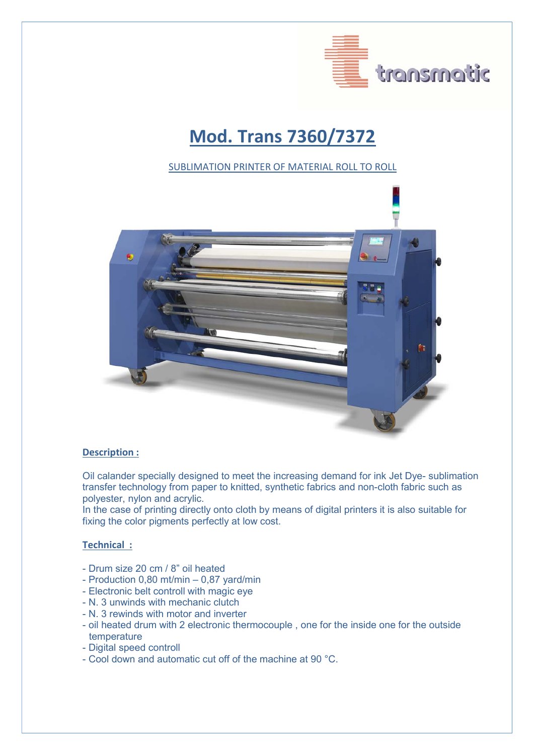transmatic

# Mod. Trans 7360/7372

SUBLIMATION PRINTER OF MATERIAL ROLL TO ROLL

**Description :**

Oil calander specially designed to meet the increasing demand for ink Jet Dye- sublimation transfer technology from paper to knitted, synthetic fabrics and non-cloth fabric such as polyester, nylon and acrylic.
In the case of printing directly onto cloth by means of digital printers it is also suitable for fixing the color pigments perfectly at low cost.

**Technical :**

- Drum size 20 cm / 8" oil heated
- Production 0,80 mt/min – 0,87 yard/min
- Electronic belt controll with magic eye
- N. 3 unwinds with mechanic clutch
- N. 3 rewinds with motor and inverter
- oil heated drum with 2 electronic thermocouple , one for the inside one for the outside temperature
- Digital speed controll
- Cool down and automatic cut off of the machine at 90 °C.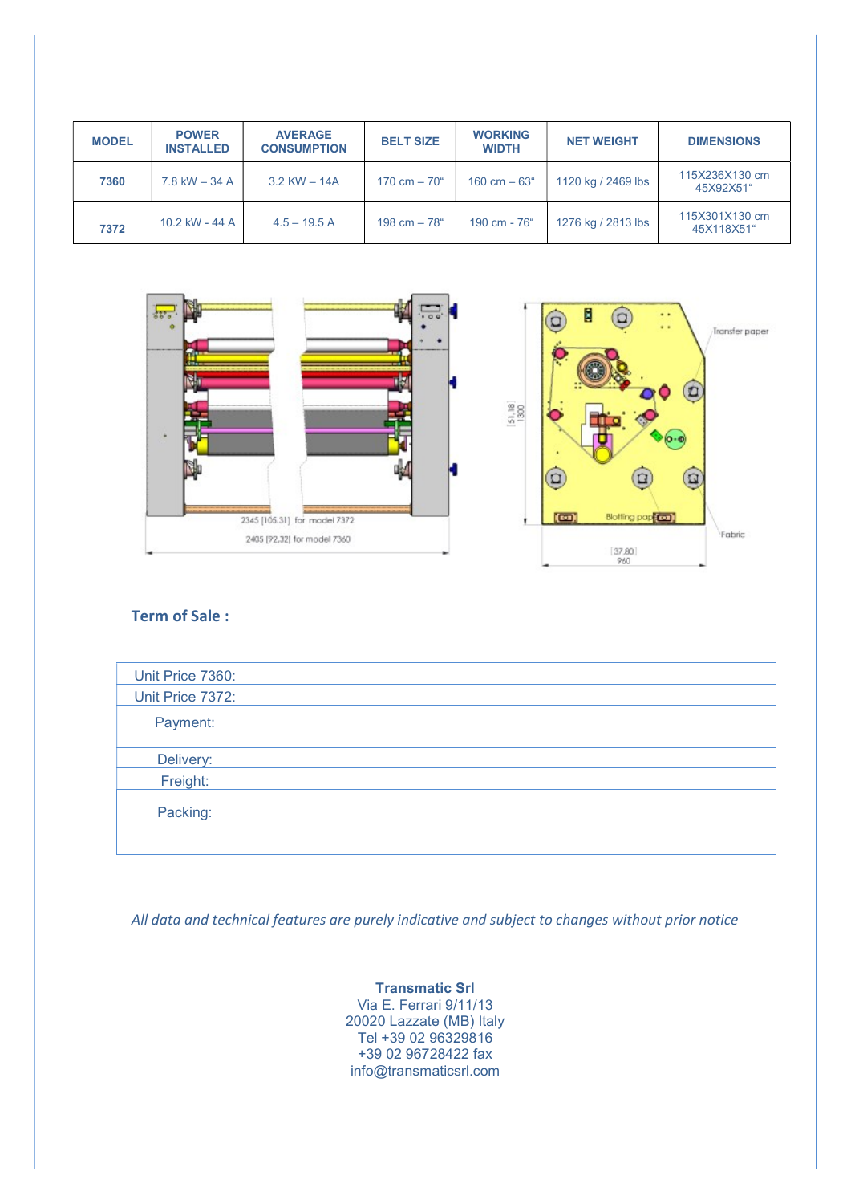| MODEL | POWER INSTALLED | AVERAGE CONSUMPTION | BELT SIZE | WORKING WIDTH | NET WEIGHT | DIMENSIONS |
|---|---|---|---|---|---|---|
| 7360 | 7.8 kW – 34 A | 3.2 KW – 14A | 170 cm – 70" | 160 cm – 63" | 1120 kg / 2469 lbs | 115X236X130 cm 45X92X51" |
| 7372 | 10.2 kW - 44 A | 4.5 – 19.5 A | 198 cm – 78" | 190 cm - 76" | 1276 kg / 2813 lbs | 115X301X130 cm 45X118X51" |

2345 [105.31] for model 7372

2405 [92.32] for model 7360

Transfer paper

[51.18] 1300

Blotting paper

Fabric

[37.80] 960

## Term of Sale :

| | |
|---|---|
| Unit Price 7360: | |
| Unit Price 7372: | |
| Payment: | |
| Delivery: | |
| Freight: | |
| Packing: | |

*All data and technical features are purely indicative and subject to changes without prior notice*

**Transmatic Srl**
Via E. Ferrari 9/11/13
20020 Lazzate (MB) Italy
Tel +39 02 96329816
+39 02 96728422 fax
info@transmaticsrl.com